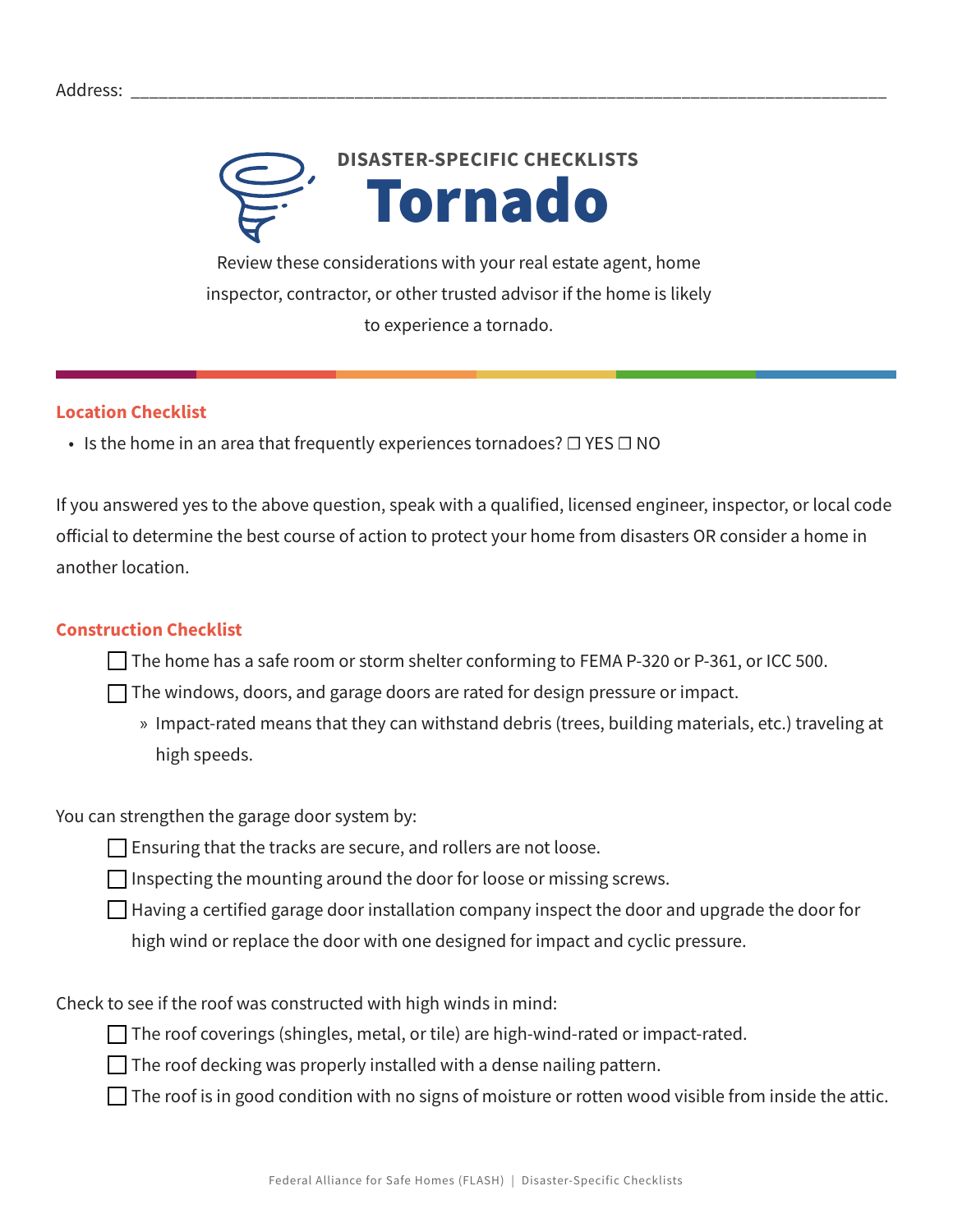Address: \_\_\_\_\_\_\_\_\_\_\_\_\_\_\_\_\_\_\_\_\_\_\_\_\_\_\_\_\_\_\_\_\_\_\_\_\_\_\_\_\_\_\_\_\_\_\_\_\_\_\_\_\_\_\_\_\_\_\_\_

**DISASTER-SPECIFIC CHECKLISTS**

# Tornado

Review these considerations with your real estate agent, home inspector, contractor, or other trusted advisor if the home is likely to experience a tornado.

## Location Checklist

- Is the home in an area that frequently experiences tornadoes? ☐ YES ☐ NO

If you answered yes to the above question, speak with a qualified, licensed engineer, inspector, or local code official to determine the best course of action to protect your home from disasters OR consider a home in another location.

## Construction Checklist

- ☐ The home has a safe room or storm shelter conforming to FEMA P-320 or P-361, or ICC 500.
- ☐ The windows, doors, and garage doors are rated for design pressure or impact.
  - » Impact-rated means that they can withstand debris (trees, building materials, etc.) traveling at high speeds.

You can strengthen the garage door system by:

- ☐ Ensuring that the tracks are secure, and rollers are not loose.
- ☐ Inspecting the mounting around the door for loose or missing screws.
- ☐ Having a certified garage door installation company inspect the door and upgrade the door for high wind or replace the door with one designed for impact and cyclic pressure.

Check to see if the roof was constructed with high winds in mind:

- ☐ The roof coverings (shingles, metal, or tile) are high-wind-rated or impact-rated.
- ☐ The roof decking was properly installed with a dense nailing pattern.
- ☐ The roof is in good condition with no signs of moisture or rotten wood visible from inside the attic.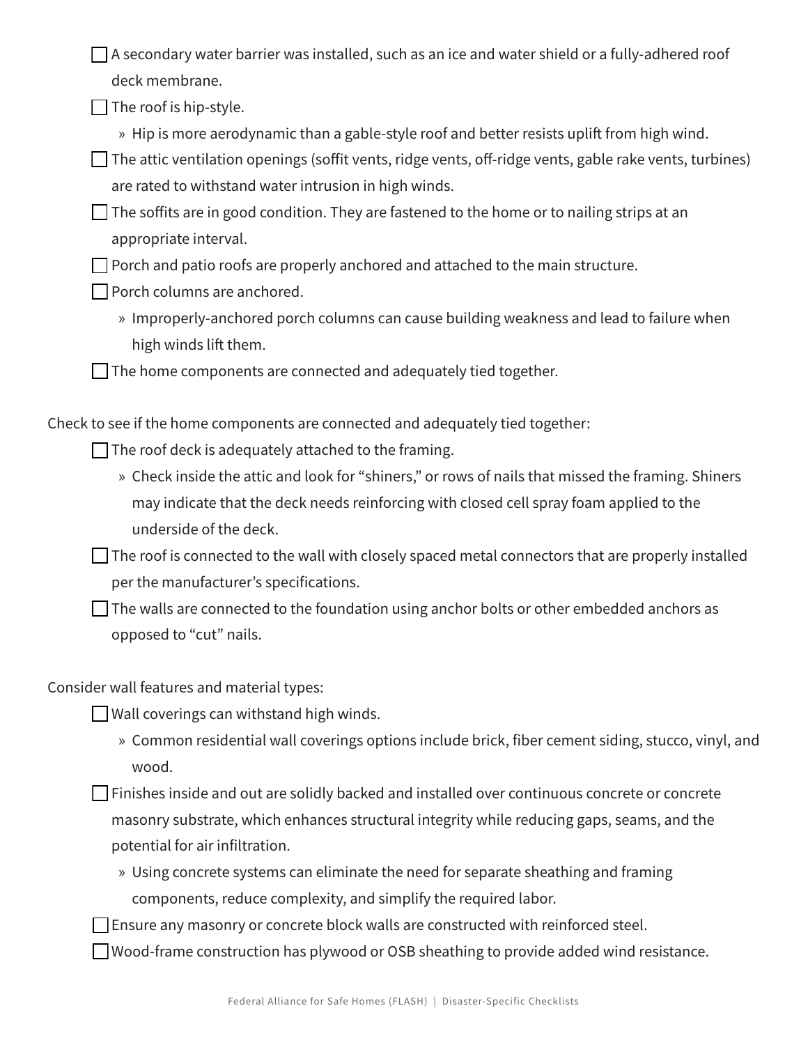- [ ] A secondary water barrier was installed, such as an ice and water shield or a fully-adhered roof deck membrane.
- [ ] The roof is hip-style.
  - » Hip is more aerodynamic than a gable-style roof and better resists uplift from high wind.
- [ ] The attic ventilation openings (soffit vents, ridge vents, off-ridge vents, gable rake vents, turbines) are rated to withstand water intrusion in high winds.
- [ ] The soffits are in good condition. They are fastened to the home or to nailing strips at an appropriate interval.
- [ ] Porch and patio roofs are properly anchored and attached to the main structure.
- [ ] Porch columns are anchored.
  - » Improperly-anchored porch columns can cause building weakness and lead to failure when high winds lift them.
- [ ] The home components are connected and adequately tied together.

Check to see if the home components are connected and adequately tied together:

- [ ] The roof deck is adequately attached to the framing.
  - » Check inside the attic and look for "shiners," or rows of nails that missed the framing. Shiners may indicate that the deck needs reinforcing with closed cell spray foam applied to the underside of the deck.
- [ ] The roof is connected to the wall with closely spaced metal connectors that are properly installed per the manufacturer's specifications.
- [ ] The walls are connected to the foundation using anchor bolts or other embedded anchors as opposed to "cut" nails.

Consider wall features and material types:

- [ ] Wall coverings can withstand high winds.
  - » Common residential wall coverings options include brick, fiber cement siding, stucco, vinyl, and wood.
- [ ] Finishes inside and out are solidly backed and installed over continuous concrete or concrete masonry substrate, which enhances structural integrity while reducing gaps, seams, and the potential for air infiltration.
  - » Using concrete systems can eliminate the need for separate sheathing and framing components, reduce complexity, and simplify the required labor.
- [ ] Ensure any masonry or concrete block walls are constructed with reinforced steel.
- [ ] Wood-frame construction has plywood or OSB sheathing to provide added wind resistance.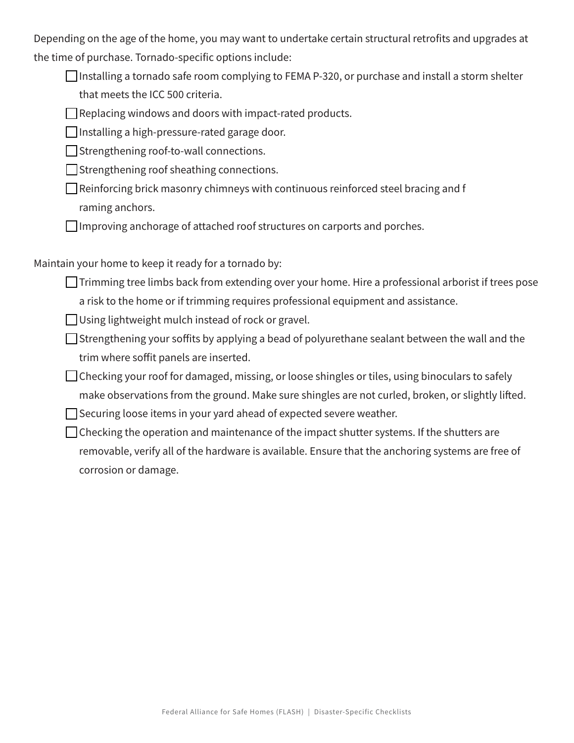Depending on the age of the home, you may want to undertake certain structural retrofits and upgrades at the time of purchase. Tornado-specific options include:

- [ ] Installing a tornado safe room complying to FEMA P-320, or purchase and install a storm shelter that meets the ICC 500 criteria.
- [ ] Replacing windows and doors with impact-rated products.
- [ ] Installing a high-pressure-rated garage door.
- [ ] Strengthening roof-to-wall connections.
- [ ] Strengthening roof sheathing connections.
- [ ] Reinforcing brick masonry chimneys with continuous reinforced steel bracing and framing anchors.
- [ ] Improving anchorage of attached roof structures on carports and porches.

Maintain your home to keep it ready for a tornado by:

- [ ] Trimming tree limbs back from extending over your home. Hire a professional arborist if trees pose a risk to the home or if trimming requires professional equipment and assistance.
- [ ] Using lightweight mulch instead of rock or gravel.
- [ ] Strengthening your soffits by applying a bead of polyurethane sealant between the wall and the trim where soffit panels are inserted.
- [ ] Checking your roof for damaged, missing, or loose shingles or tiles, using binoculars to safely make observations from the ground. Make sure shingles are not curled, broken, or slightly lifted.
- [ ] Securing loose items in your yard ahead of expected severe weather.
- [ ] Checking the operation and maintenance of the impact shutter systems. If the shutters are removable, verify all of the hardware is available. Ensure that the anchoring systems are free of corrosion or damage.